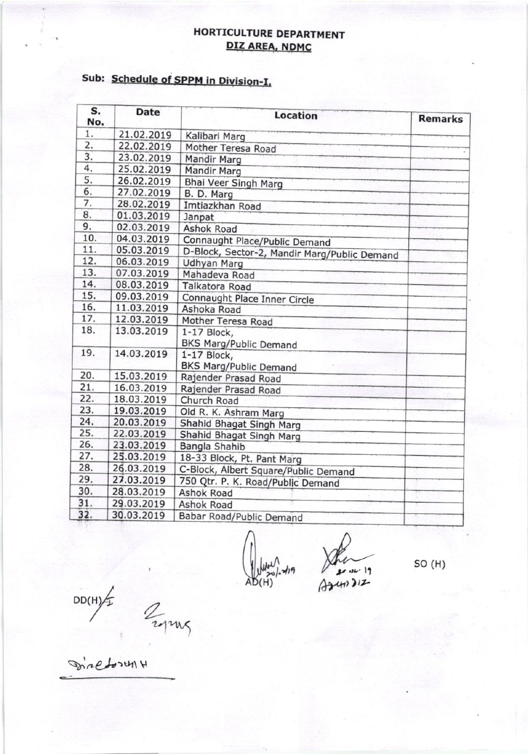# HORTICULTURE DEPARTMENT
## DIZ AREA, NDMC

**Sub: Schedule of SPPM in Division-I.**

| S. No. | Date | Location | Remarks |
|---|---|---|---|
| 1. | 21.02.2019 | Kalibari Marg | |
| 2. | 22.02.2019 | Mother Teresa Road | |
| 3. | 23.02.2019 | Mandir Marg | |
| 4. | 25.02.2019 | Mandir Marg | |
| 5. | 26.02.2019 | Bhai Veer Singh Marg | |
| 6. | 27.02.2019 | B. D. Marg | |
| 7. | 28.02.2019 | Imtiazkhan Road | |
| 8. | 01.03.2019 | Janpat | |
| 9. | 02.03.2019 | Ashok Road | |
| 10. | 04.03.2019 | Connaught Place/Public Demand | |
| 11. | 05.03.2019 | D-Block, Sector-2, Mandir Marg/Public Demand | |
| 12. | 06.03.2019 | Udhyan Marg | |
| 13. | 07.03.2019 | Mahadeva Road | |
| 14. | 08.03.2019 | Talkatora Road | |
| 15. | 09.03.2019 | Connaught Place Inner Circle | |
| 16. | 11.03.2019 | Ashoka Road | |
| 17. | 12.03.2019 | Mother Teresa Road | |
| 18. | 13.03.2019 | 1-17 Block, BKS Marg/Public Demand | |
| 19. | 14.03.2019 | 1-17 Block, BKS Marg/Public Demand | |
| 20. | 15.03.2019 | Rajender Prasad Road | |
| 21. | 16.03.2019 | Rajender Prasad Road | |
| 22. | 18.03.2019 | Church Road | |
| 23. | 19.03.2019 | Old R. K. Ashram Marg | |
| 24. | 20.03.2019 | Shahid Bhagat Singh Marg | |
| 25. | 22.03.2019 | Shahid Bhagat Singh Marg | |
| 26. | 23.03.2019 | Bangla Shahib | |
| 27. | 25.03.2019 | 18-33 Block, Pt. Pant Marg | |
| 28. | 26.03.2019 | C-Block, Albert Square/Public Demand | |
| 29. | 27.03.2019 | 750 Qtr. P. K. Road/Public Demand | |
| 30. | 28.03.2019 | Ashok Road | |
| 31. | 29.03.2019 | Ashok Road | |
| 32. | 30.03.2019 | Babar Road/Public Demand | |

AD(H) &nbsp;&nbsp;&nbsp;&nbsp; SO (H)

DD(H)/I

Director (H)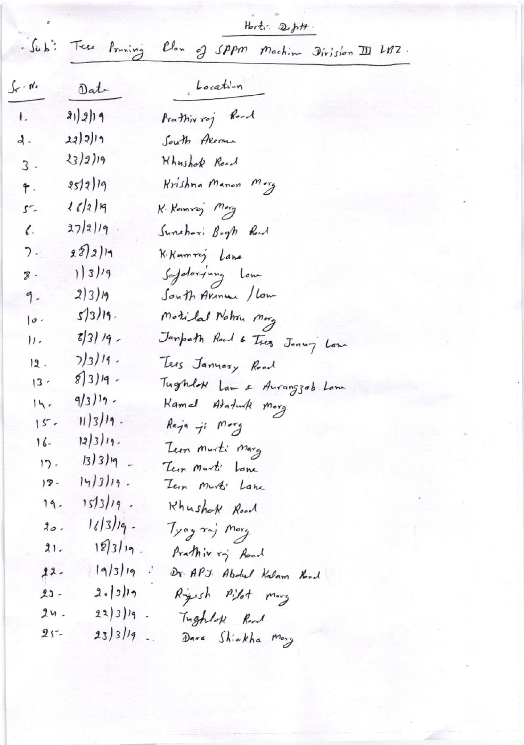Horti. Deptt.

Sub: Tree Pruning Plan of SPPM Machine Division III LBZ.

| Sr. No. | Date | Location |
|---|---|---|
| 1. | 21/2/19 | Prathviraj Road |
| 2. | 22/2/19 | South Avenue |
| 3. | 23/2/19 | Khushak Road |
| 4. | 25/2/19 | Krishna Manon Marg |
| 5. | 26/2/19 | K. Kamraj Marg |
| 6. | 27/2/19 | Sunehari Bagh Road |
| 7. | 28/2/19 | K. Kamraj Lane |
| 8. | 1/3/19 | Safdarjung Lane |
| 9. | 2/3/19 | South Avenue / Lane |
| 10. | 5/3/19. | Motilal Nehru Marg |
| 11. | 6/3/19. | Janpath Road & Tees January Lane |
| 12. | 7/3/19. | Tees January Road |
| 13. | 8/3/19. | Tughlak Lane & Aurangzab Lane |
| 14. | 9/3/19. | Kamal Atatuk Marg |
| 15. | 11/3/19. | Raja ji Marg |
| 16. | 12/3/19. | Teen murti Marg |
| 17. | 13/3/19 | Teen Murti Lane |
| 18. | 14/3/19. | Teen Murti Lane |
| 19. | 15/3/19. | Khushak Road |
| 20. | 16/3/19. | Tyag raj Marg |
| 21. | 18/3/19. | Prathiv raj Road |
| 22. | 19/3/19 | Dr. APJ. Abdul Kalam Road |
| 23. | 20/3/19 | Rajesh Pilot marg |
| 24. | 22/3/19. | Tughlak Road |
| 25. | 23/3/19. | Dara Shiekha Marg |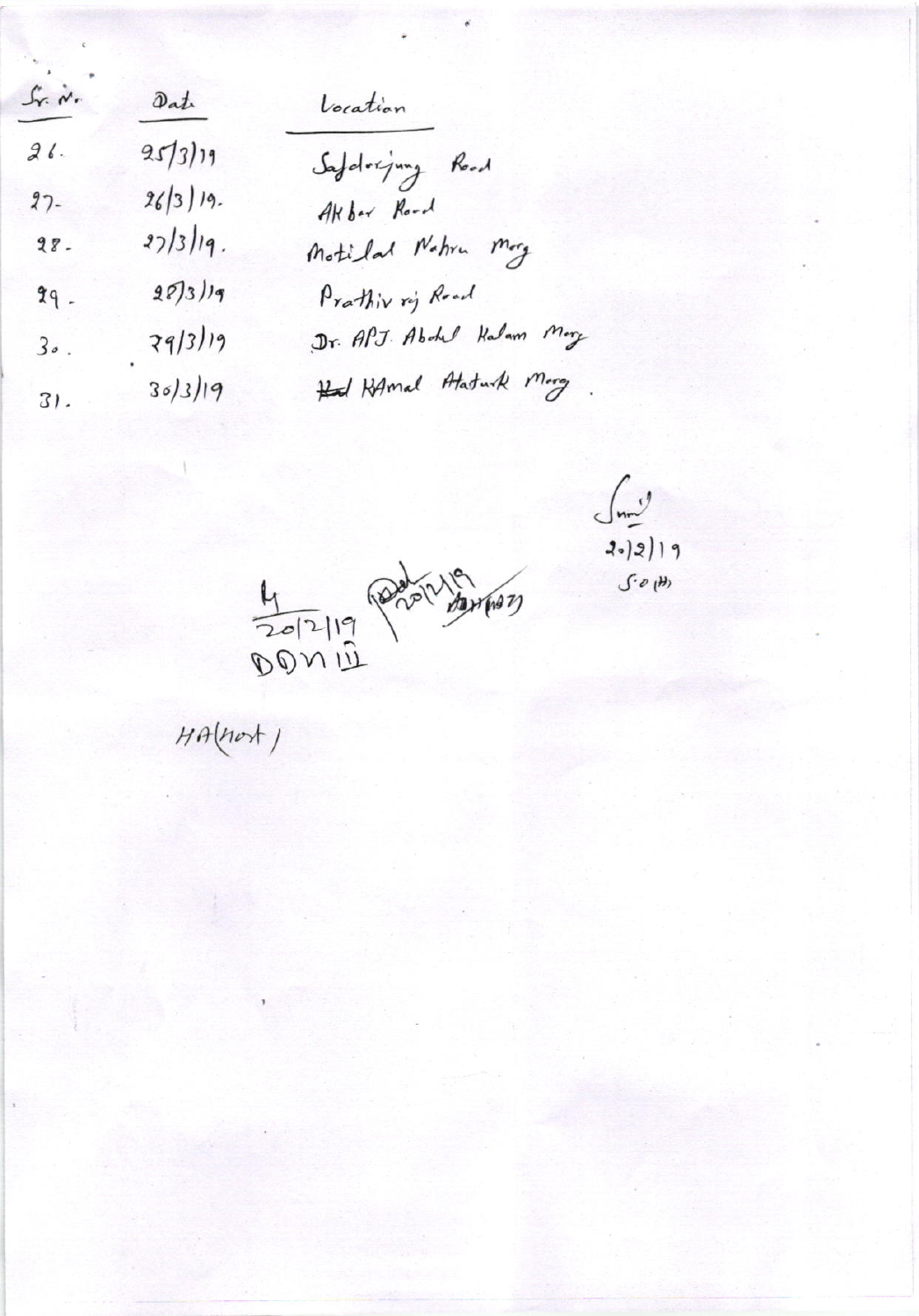| Sr. No. | Date | Location |
| --- | --- | --- |
| 26. | 25/3/19 | Safdarjung Road |
| 27. | 26/3/19. | Akbar Road |
| 28. | 27/3/19. | Motilal Nehru Marg |
| 29. | 28/3/19 | Prathiv raj Road |
| 30. | 29/3/19 | Dr. APJ. Abdul Kalam Marg |
| 31. | 30/3/19 | ~~Had~~ KAmal Ataturk Marg. |

Sunil
20/2/19
S.O (H)

20/2/19
DDM III

20/2/19

HA(Nort)